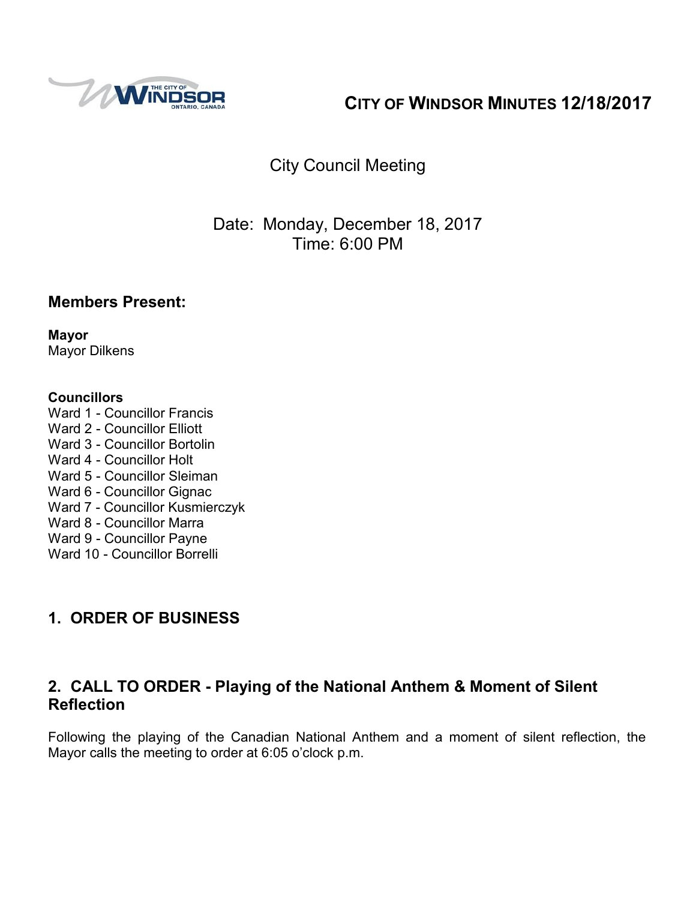# CITY OF WINDSOR MINUTES 12/18/2017

City Council Meeting

Date: Monday, December 18, 2017
Time: 6:00 PM

## Members Present:

**Mayor**
Mayor Dilkens

**Councillors**
Ward 1 - Councillor Francis
Ward 2 - Councillor Elliott
Ward 3 - Councillor Bortolin
Ward 4 - Councillor Holt
Ward 5 - Councillor Sleiman
Ward 6 - Councillor Gignac
Ward 7 - Councillor Kusmierczyk
Ward 8 - Councillor Marra
Ward 9 - Councillor Payne
Ward 10 - Councillor Borrelli

## 1. ORDER OF BUSINESS

## 2. CALL TO ORDER - Playing of the National Anthem & Moment of Silent Reflection

Following the playing of the Canadian National Anthem and a moment of silent reflection, the Mayor calls the meeting to order at 6:05 o'clock p.m.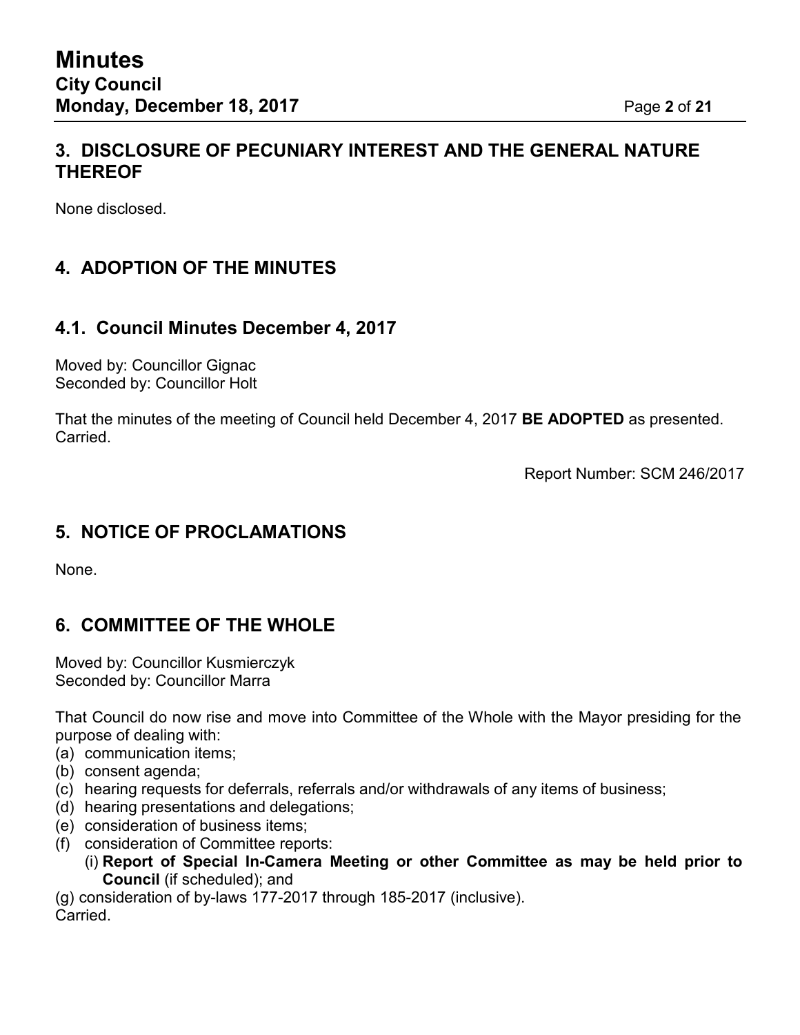## 3. DISCLOSURE OF PECUNIARY INTEREST AND THE GENERAL NATURE THEREOF

None disclosed.

## 4. ADOPTION OF THE MINUTES

### 4.1. Council Minutes December 4, 2017

Moved by: Councillor Gignac
Seconded by: Councillor Holt

That the minutes of the meeting of Council held December 4, 2017 **BE ADOPTED** as presented.
Carried.

Report Number: SCM 246/2017

## 5. NOTICE OF PROCLAMATIONS

None.

## 6. COMMITTEE OF THE WHOLE

Moved by: Councillor Kusmierczyk
Seconded by: Councillor Marra

That Council do now rise and move into Committee of the Whole with the Mayor presiding for the purpose of dealing with:

(a) communication items;
(b) consent agenda;
(c) hearing requests for deferrals, referrals and/or withdrawals of any items of business;
(d) hearing presentations and delegations;
(e) consideration of business items;
(f) consideration of Committee reports:
  (i) **Report of Special In-Camera Meeting or other Committee as may be held prior to Council** (if scheduled); and
(g) consideration of by-laws 177-2017 through 185-2017 (inclusive).

Carried.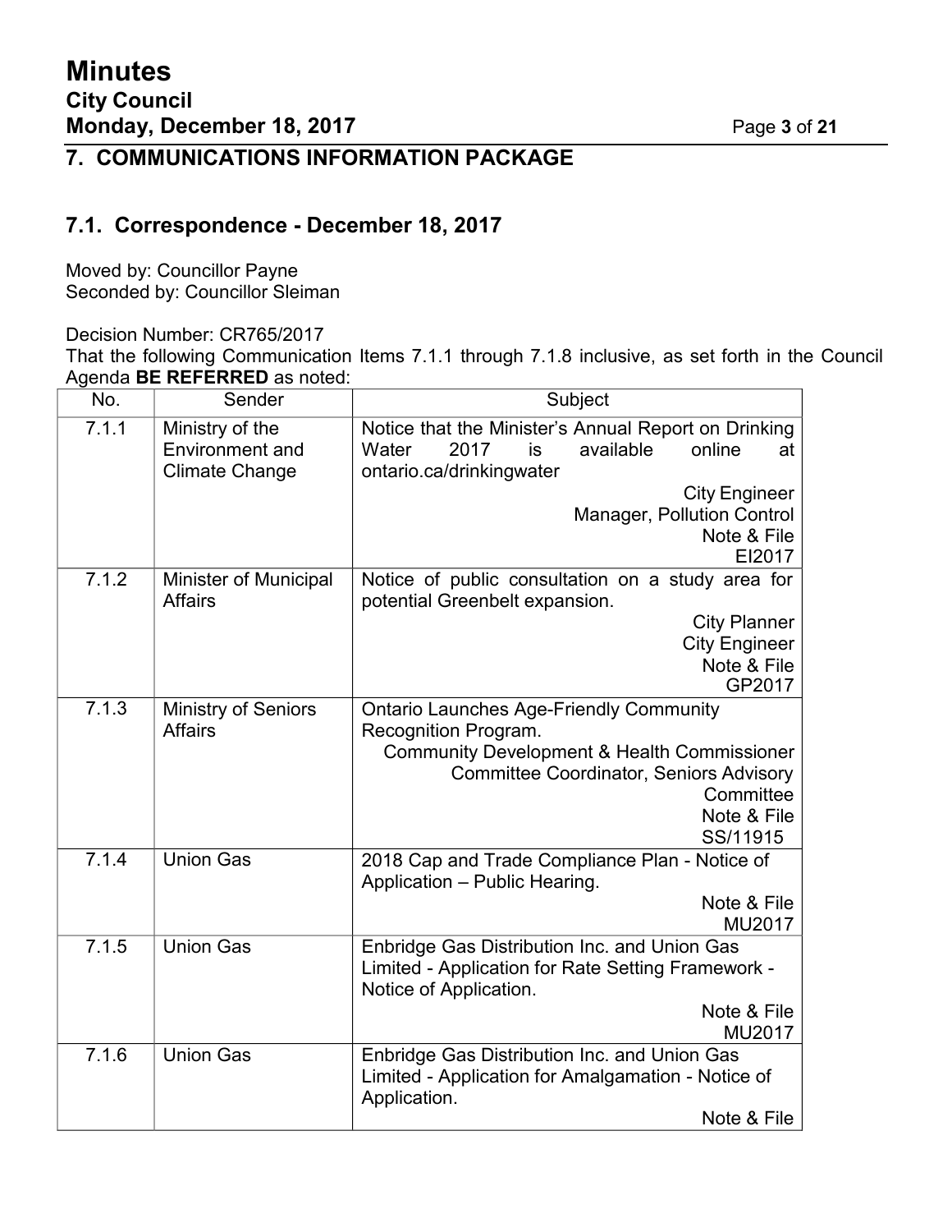## 7. COMMUNICATIONS INFORMATION PACKAGE

### 7.1. Correspondence - December 18, 2017

Moved by: Councillor Payne
Seconded by: Councillor Sleiman

Decision Number: CR765/2017
That the following Communication Items 7.1.1 through 7.1.8 inclusive, as set forth in the Council Agenda **BE REFERRED** as noted:

| No. | Sender | Subject |
|---|---|---|
| 7.1.1 | Ministry of the Environment and Climate Change | Notice that the Minister's Annual Report on Drinking Water 2017 is available online at ontario.ca/drinkingwater<br>City Engineer<br>Manager, Pollution Control<br>Note & File<br>EI2017 |
| 7.1.2 | Minister of Municipal Affairs | Notice of public consultation on a study area for potential Greenbelt expansion.<br>City Planner<br>City Engineer<br>Note & File<br>GP2017 |
| 7.1.3 | Ministry of Seniors Affairs | Ontario Launches Age-Friendly Community Recognition Program.<br>Community Development & Health Commissioner<br>Committee Coordinator, Seniors Advisory Committee<br>Note & File<br>SS/11915 |
| 7.1.4 | Union Gas | 2018 Cap and Trade Compliance Plan - Notice of Application – Public Hearing.<br>Note & File<br>MU2017 |
| 7.1.5 | Union Gas | Enbridge Gas Distribution Inc. and Union Gas Limited - Application for Rate Setting Framework - Notice of Application.<br>Note & File<br>MU2017 |
| 7.1.6 | Union Gas | Enbridge Gas Distribution Inc. and Union Gas Limited - Application for Amalgamation - Notice of Application.<br>Note & File |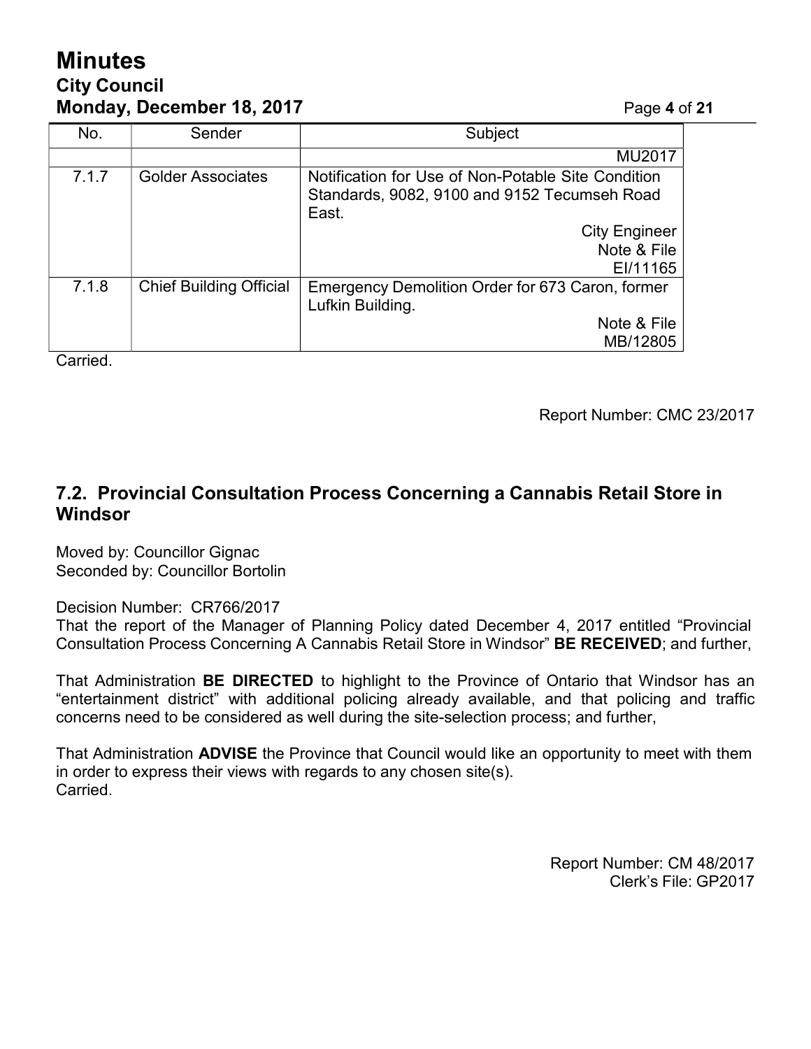| No. | Sender | Subject |
|---|---|---|
| | | MU2017 |
| 7.1.7 | Golder Associates | Notification for Use of Non-Potable Site Condition Standards, 9082, 9100 and 9152 Tecumseh Road East. City Engineer Note & File EI/11165 |
| 7.1.8 | Chief Building Official | Emergency Demolition Order for 673 Caron, former Lufkin Building. Note & File MB/12805 |

Carried.

Report Number: CMC 23/2017

## 7.2. Provincial Consultation Process Concerning a Cannabis Retail Store in Windsor

Moved by: Councillor Gignac
Seconded by: Councillor Bortolin

Decision Number: CR766/2017
That the report of the Manager of Planning Policy dated December 4, 2017 entitled "Provincial Consultation Process Concerning A Cannabis Retail Store in Windsor" **BE RECEIVED**; and further,

That Administration **BE DIRECTED** to highlight to the Province of Ontario that Windsor has an "entertainment district" with additional policing already available, and that policing and traffic concerns need to be considered as well during the site-selection process; and further,

That Administration **ADVISE** the Province that Council would like an opportunity to meet with them in order to express their views with regards to any chosen site(s).
Carried.

Report Number: CM 48/2017
Clerk's File: GP2017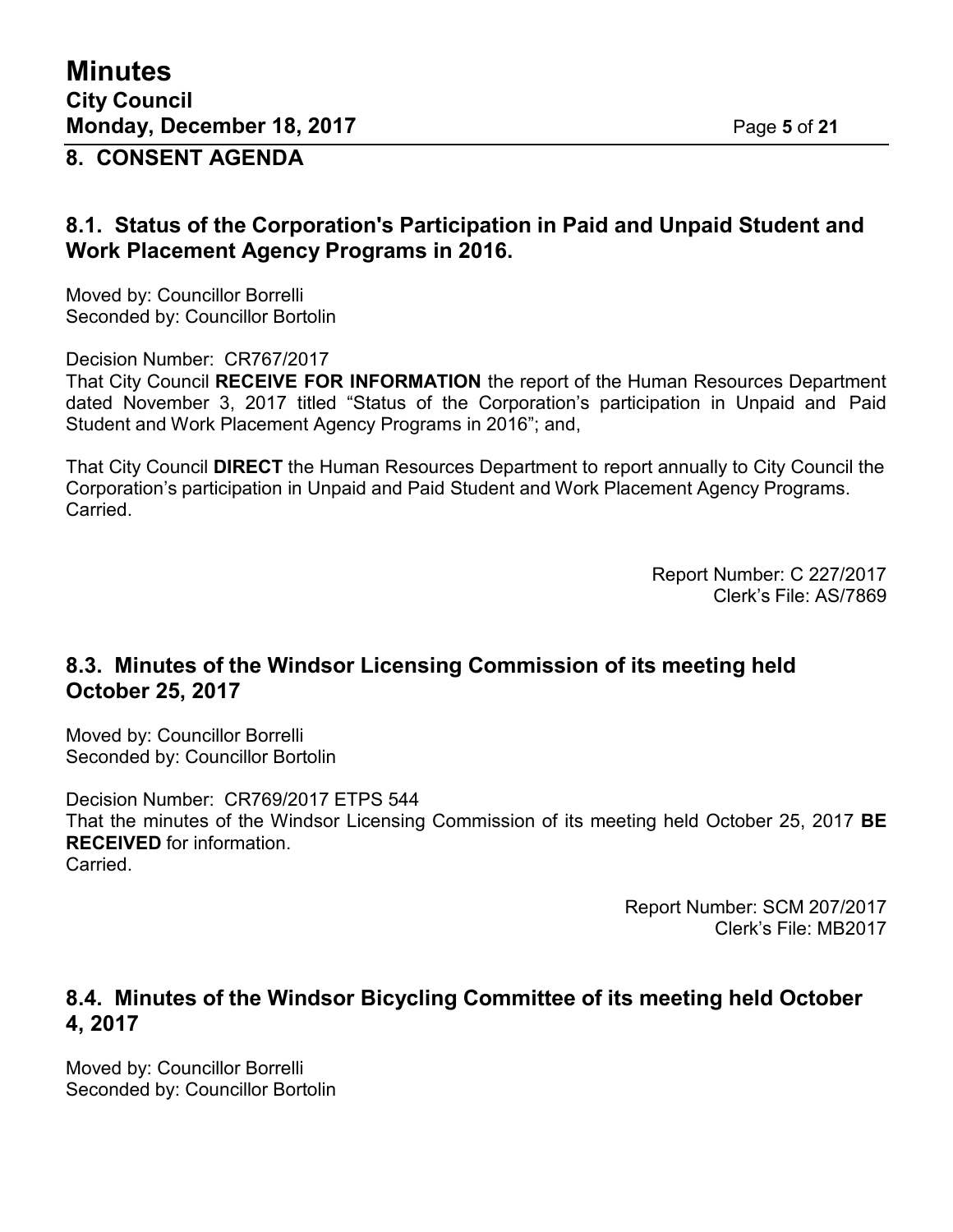## 8. CONSENT AGENDA

### 8.1. Status of the Corporation's Participation in Paid and Unpaid Student and Work Placement Agency Programs in 2016.

Moved by: Councillor Borrelli
Seconded by: Councillor Bortolin

Decision Number: CR767/2017
That City Council **RECEIVE FOR INFORMATION** the report of the Human Resources Department dated November 3, 2017 titled "Status of the Corporation's participation in Unpaid and Paid Student and Work Placement Agency Programs in 2016"; and,

That City Council **DIRECT** the Human Resources Department to report annually to City Council the Corporation's participation in Unpaid and Paid Student and Work Placement Agency Programs.
Carried.

Report Number: C 227/2017
Clerk's File: AS/7869

### 8.3. Minutes of the Windsor Licensing Commission of its meeting held October 25, 2017

Moved by: Councillor Borrelli
Seconded by: Councillor Bortolin

Decision Number: CR769/2017 ETPS 544
That the minutes of the Windsor Licensing Commission of its meeting held October 25, 2017 **BE RECEIVED** for information.
Carried.

Report Number: SCM 207/2017
Clerk's File: MB2017

### 8.4. Minutes of the Windsor Bicycling Committee of its meeting held October 4, 2017

Moved by: Councillor Borrelli
Seconded by: Councillor Bortolin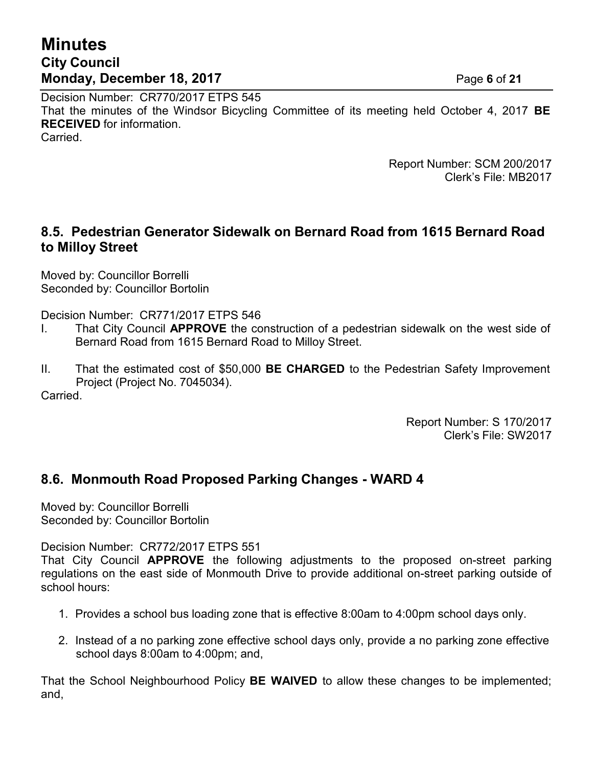Decision Number: CR770/2017 ETPS 545
That the minutes of the Windsor Bicycling Committee of its meeting held October 4, 2017 **BE RECEIVED** for information.
Carried.

Report Number: SCM 200/2017
Clerk's File: MB2017

## 8.5. Pedestrian Generator Sidewalk on Bernard Road from 1615 Bernard Road to Milloy Street

Moved by: Councillor Borrelli
Seconded by: Councillor Bortolin

Decision Number: CR771/2017 ETPS 546

I. That City Council **APPROVE** the construction of a pedestrian sidewalk on the west side of Bernard Road from 1615 Bernard Road to Milloy Street.

II. That the estimated cost of $50,000 **BE CHARGED** to the Pedestrian Safety Improvement Project (Project No. 7045034).

Carried.

Report Number: S 170/2017
Clerk's File: SW2017

## 8.6. Monmouth Road Proposed Parking Changes - WARD 4

Moved by: Councillor Borrelli
Seconded by: Councillor Bortolin

Decision Number: CR772/2017 ETPS 551
That City Council **APPROVE** the following adjustments to the proposed on-street parking regulations on the east side of Monmouth Drive to provide additional on-street parking outside of school hours:

1. Provides a school bus loading zone that is effective 8:00am to 4:00pm school days only.
2. Instead of a no parking zone effective school days only, provide a no parking zone effective school days 8:00am to 4:00pm; and,

That the School Neighbourhood Policy **BE WAIVED** to allow these changes to be implemented; and,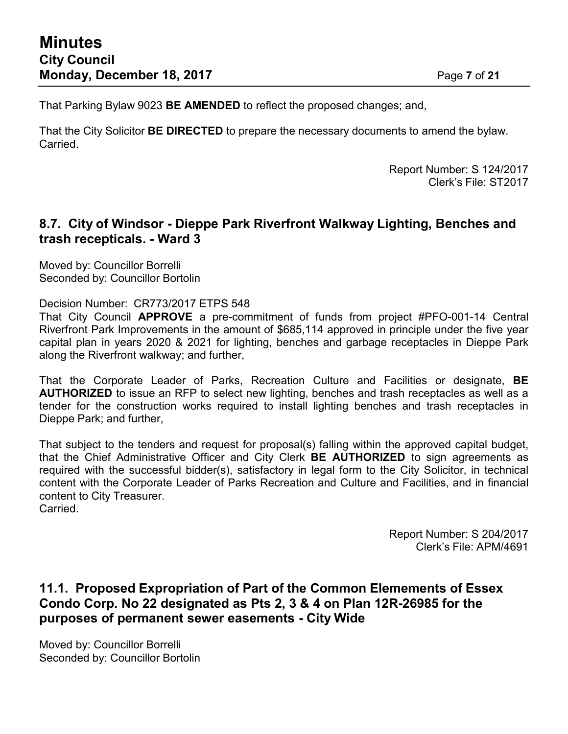That Parking Bylaw 9023 **BE AMENDED** to reflect the proposed changes; and,

That the City Solicitor **BE DIRECTED** to prepare the necessary documents to amend the bylaw.
Carried.

Report Number: S 124/2017
Clerk's File: ST2017

## 8.7. City of Windsor - Dieppe Park Riverfront Walkway Lighting, Benches and trash recepticals. - Ward 3

Moved by: Councillor Borrelli
Seconded by: Councillor Bortolin

Decision Number: CR773/2017 ETPS 548
That City Council **APPROVE** a pre-commitment of funds from project #PFO-001-14 Central Riverfront Park Improvements in the amount of $685,114 approved in principle under the five year capital plan in years 2020 & 2021 for lighting, benches and garbage receptacles in Dieppe Park along the Riverfront walkway; and further,

That the Corporate Leader of Parks, Recreation Culture and Facilities or designate, **BE AUTHORIZED** to issue an RFP to select new lighting, benches and trash receptacles as well as a tender for the construction works required to install lighting benches and trash receptacles in Dieppe Park; and further,

That subject to the tenders and request for proposal(s) falling within the approved capital budget, that the Chief Administrative Officer and City Clerk **BE AUTHORIZED** to sign agreements as required with the successful bidder(s), satisfactory in legal form to the City Solicitor, in technical content with the Corporate Leader of Parks Recreation and Culture and Facilities, and in financial content to City Treasurer.
Carried.

Report Number: S 204/2017
Clerk's File: APM/4691

## 11.1. Proposed Expropriation of Part of the Common Elemements of Essex Condo Corp. No 22 designated as Pts 2, 3 & 4 on Plan 12R-26985 for the purposes of permanent sewer easements - City Wide

Moved by: Councillor Borrelli
Seconded by: Councillor Bortolin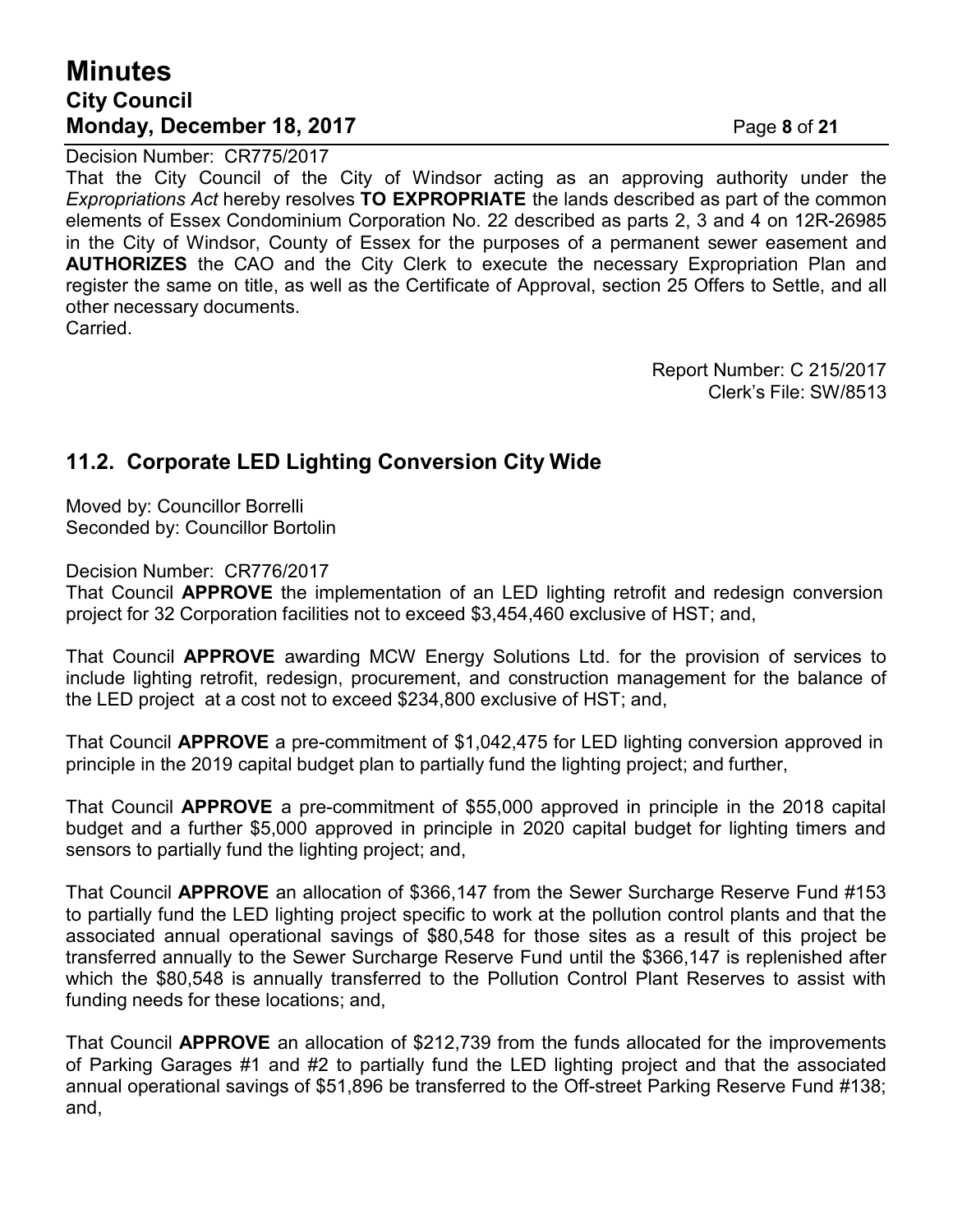Decision Number: CR775/2017

That the City Council of the City of Windsor acting as an approving authority under the *Expropriations Act* hereby resolves **TO EXPROPRIATE** the lands described as part of the common elements of Essex Condominium Corporation No. 22 described as parts 2, 3 and 4 on 12R-26985 in the City of Windsor, County of Essex for the purposes of a permanent sewer easement and **AUTHORIZES** the CAO and the City Clerk to execute the necessary Expropriation Plan and register the same on title, as well as the Certificate of Approval, section 25 Offers to Settle, and all other necessary documents.

Carried.

Report Number: C 215/2017
Clerk's File: SW/8513

## 11.2. Corporate LED Lighting Conversion City Wide

Moved by: Councillor Borrelli
Seconded by: Councillor Bortolin

Decision Number: CR776/2017

That Council **APPROVE** the implementation of an LED lighting retrofit and redesign conversion project for 32 Corporation facilities not to exceed $3,454,460 exclusive of HST; and,

That Council **APPROVE** awarding MCW Energy Solutions Ltd. for the provision of services to include lighting retrofit, redesign, procurement, and construction management for the balance of the LED project at a cost not to exceed $234,800 exclusive of HST; and,

That Council **APPROVE** a pre-commitment of $1,042,475 for LED lighting conversion approved in principle in the 2019 capital budget plan to partially fund the lighting project; and further,

That Council **APPROVE** a pre-commitment of $55,000 approved in principle in the 2018 capital budget and a further $5,000 approved in principle in 2020 capital budget for lighting timers and sensors to partially fund the lighting project; and,

That Council **APPROVE** an allocation of $366,147 from the Sewer Surcharge Reserve Fund #153 to partially fund the LED lighting project specific to work at the pollution control plants and that the associated annual operational savings of $80,548 for those sites as a result of this project be transferred annually to the Sewer Surcharge Reserve Fund until the $366,147 is replenished after which the $80,548 is annually transferred to the Pollution Control Plant Reserves to assist with funding needs for these locations; and,

That Council **APPROVE** an allocation of $212,739 from the funds allocated for the improvements of Parking Garages #1 and #2 to partially fund the LED lighting project and that the associated annual operational savings of $51,896 be transferred to the Off-street Parking Reserve Fund #138; and,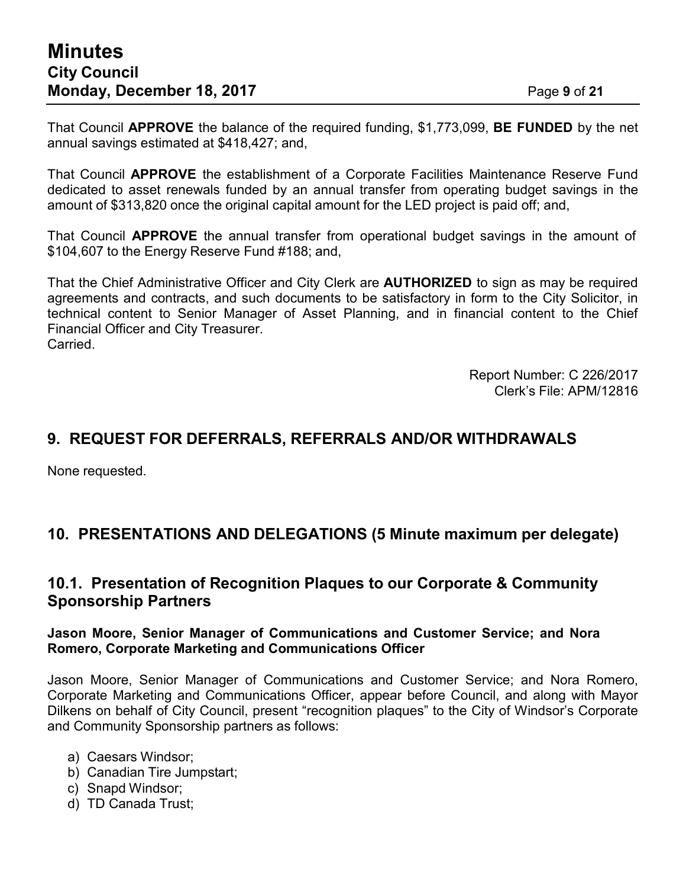That Council **APPROVE** the balance of the required funding, $1,773,099, **BE FUNDED** by the net annual savings estimated at $418,427; and,

That Council **APPROVE** the establishment of a Corporate Facilities Maintenance Reserve Fund dedicated to asset renewals funded by an annual transfer from operating budget savings in the amount of $313,820 once the original capital amount for the LED project is paid off; and,

That Council **APPROVE** the annual transfer from operational budget savings in the amount of $104,607 to the Energy Reserve Fund #188; and,

That the Chief Administrative Officer and City Clerk are **AUTHORIZED** to sign as may be required agreements and contracts, and such documents to be satisfactory in form to the City Solicitor, in technical content to Senior Manager of Asset Planning, and in financial content to the Chief Financial Officer and City Treasurer.
Carried.

Report Number: C 226/2017
Clerk's File: APM/12816

## 9. REQUEST FOR DEFERRALS, REFERRALS AND/OR WITHDRAWALS

None requested.

## 10. PRESENTATIONS AND DELEGATIONS (5 Minute maximum per delegate)

### 10.1. Presentation of Recognition Plaques to our Corporate & Community Sponsorship Partners

**Jason Moore, Senior Manager of Communications and Customer Service; and Nora Romero, Corporate Marketing and Communications Officer**

Jason Moore, Senior Manager of Communications and Customer Service; and Nora Romero, Corporate Marketing and Communications Officer, appear before Council, and along with Mayor Dilkens on behalf of City Council, present "recognition plaques" to the City of Windsor's Corporate and Community Sponsorship partners as follows:

a) Caesars Windsor;
b) Canadian Tire Jumpstart;
c) Snapd Windsor;
d) TD Canada Trust;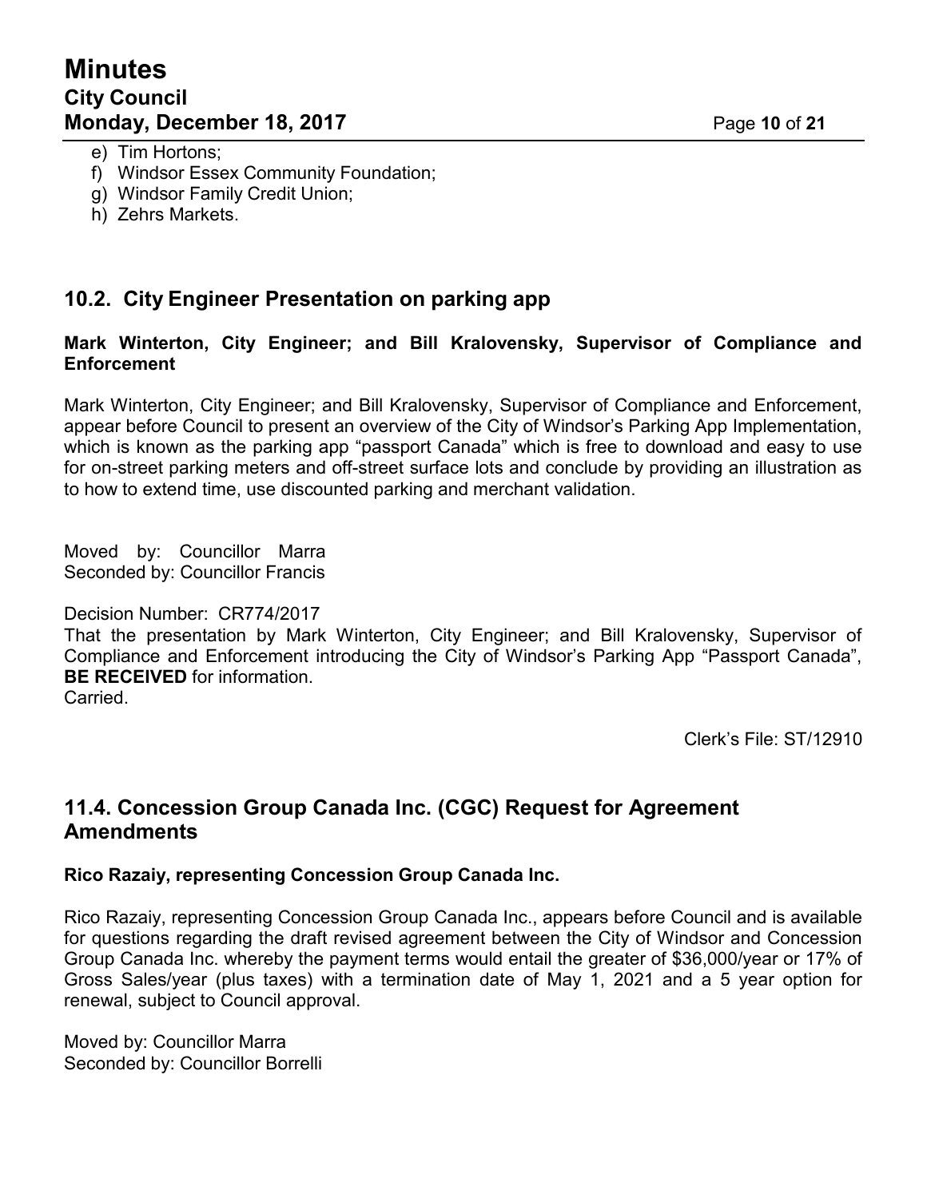e) Tim Hortons;
f) Windsor Essex Community Foundation;
g) Windsor Family Credit Union;
h) Zehrs Markets.

## 10.2. City Engineer Presentation on parking app

**Mark Winterton, City Engineer; and Bill Kralovensky, Supervisor of Compliance and Enforcement**

Mark Winterton, City Engineer; and Bill Kralovensky, Supervisor of Compliance and Enforcement, appear before Council to present an overview of the City of Windsor's Parking App Implementation, which is known as the parking app "passport Canada" which is free to download and easy to use for on-street parking meters and off-street surface lots and conclude by providing an illustration as to how to extend time, use discounted parking and merchant validation.

Moved by: Councillor Marra
Seconded by: Councillor Francis

Decision Number: CR774/2017
That the presentation by Mark Winterton, City Engineer; and Bill Kralovensky, Supervisor of Compliance and Enforcement introducing the City of Windsor's Parking App "Passport Canada", **BE RECEIVED** for information.
Carried.

Clerk's File: ST/12910

## 11.4. Concession Group Canada Inc. (CGC) Request for Agreement Amendments

**Rico Razaiy, representing Concession Group Canada Inc.**

Rico Razaiy, representing Concession Group Canada Inc., appears before Council and is available for questions regarding the draft revised agreement between the City of Windsor and Concession Group Canada Inc. whereby the payment terms would entail the greater of $36,000/year or 17% of Gross Sales/year (plus taxes) with a termination date of May 1, 2021 and a 5 year option for renewal, subject to Council approval.

Moved by: Councillor Marra
Seconded by: Councillor Borrelli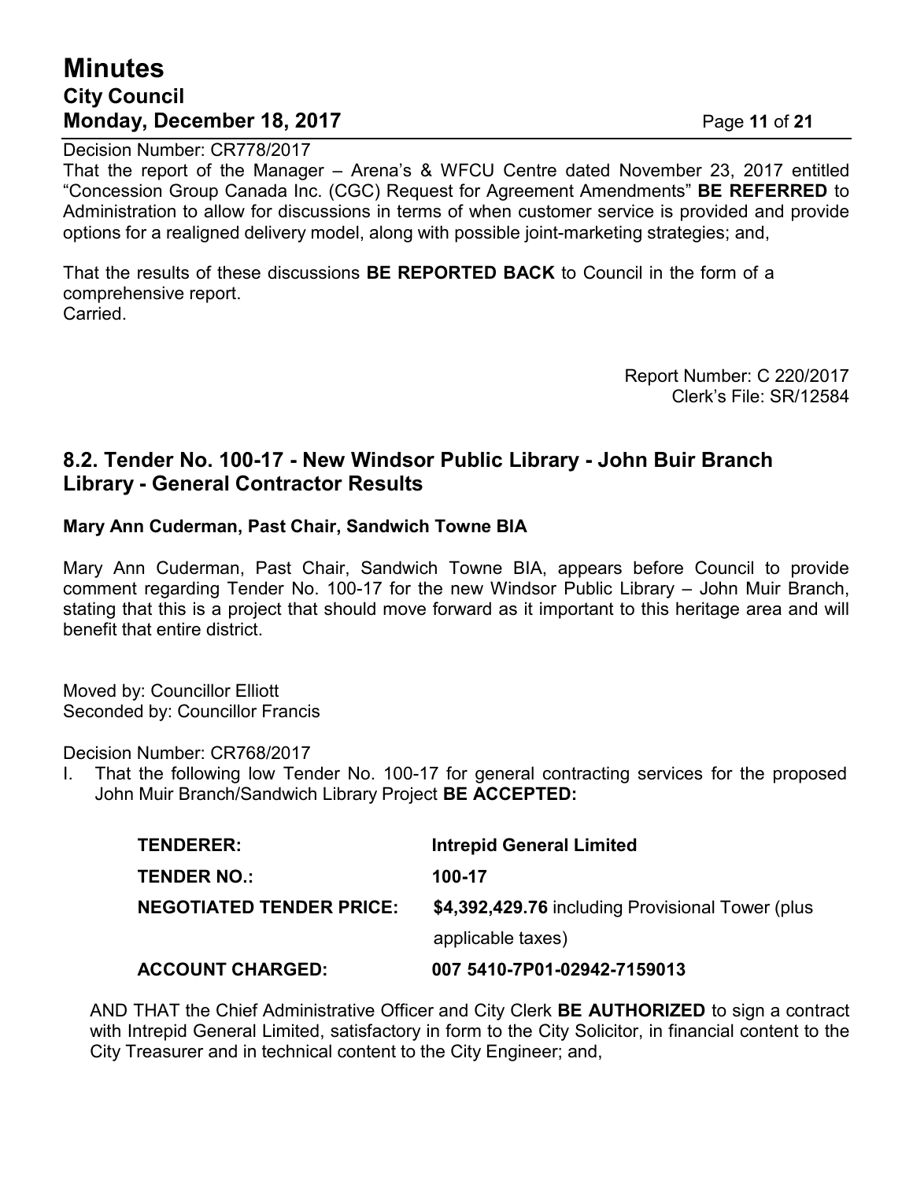Decision Number: CR778/2017

That the report of the Manager – Arena's & WFCU Centre dated November 23, 2017 entitled "Concession Group Canada Inc. (CGC) Request for Agreement Amendments" **BE REFERRED** to Administration to allow for discussions in terms of when customer service is provided and provide options for a realigned delivery model, along with possible joint-marketing strategies; and,

That the results of these discussions **BE REPORTED BACK** to Council in the form of a comprehensive report.
Carried.

Report Number: C 220/2017
Clerk's File: SR/12584

## 8.2. Tender No. 100-17 - New Windsor Public Library - John Buir Branch Library - General Contractor Results

**Mary Ann Cuderman, Past Chair, Sandwich Towne BIA**

Mary Ann Cuderman, Past Chair, Sandwich Towne BIA, appears before Council to provide comment regarding Tender No. 100-17 for the new Windsor Public Library – John Muir Branch, stating that this is a project that should move forward as it important to this heritage area and will benefit that entire district.

Moved by: Councillor Elliott
Seconded by: Councillor Francis

Decision Number: CR768/2017

I. That the following low Tender No. 100-17 for general contracting services for the proposed John Muir Branch/Sandwich Library Project **BE ACCEPTED:**

| | |
|---|---|
| **TENDERER:** | **Intrepid General Limited** |
| **TENDER NO.:** | **100-17** |
| **NEGOTIATED TENDER PRICE:** | **$4,392,429.76** including Provisional Tower (plus applicable taxes) |
| **ACCOUNT CHARGED:** | **007 5410-7P01-02942-7159013** |

AND THAT the Chief Administrative Officer and City Clerk **BE AUTHORIZED** to sign a contract with Intrepid General Limited, satisfactory in form to the City Solicitor, in financial content to the City Treasurer and in technical content to the City Engineer; and,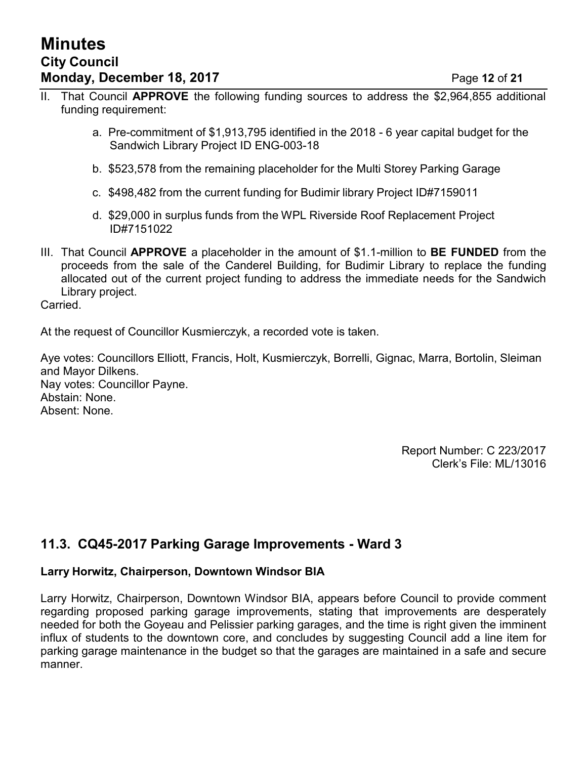II. That Council **APPROVE** the following funding sources to address the $2,964,855 additional funding requirement:

   a. Pre-commitment of $1,913,795 identified in the 2018 - 6 year capital budget for the Sandwich Library Project ID ENG-003-18

   b. $523,578 from the remaining placeholder for the Multi Storey Parking Garage

   c. $498,482 from the current funding for Budimir library Project ID#7159011

   d. $29,000 in surplus funds from the WPL Riverside Roof Replacement Project ID#7151022

III. That Council **APPROVE** a placeholder in the amount of $1.1-million to **BE FUNDED** from the proceeds from the sale of the Canderel Building, for Budimir Library to replace the funding allocated out of the current project funding to address the immediate needs for the Sandwich Library project.

Carried.

At the request of Councillor Kusmierczyk, a recorded vote is taken.

Aye votes: Councillors Elliott, Francis, Holt, Kusmierczyk, Borrelli, Gignac, Marra, Bortolin, Sleiman and Mayor Dilkens.
Nay votes: Councillor Payne.
Abstain: None.
Absent: None.

Report Number: C 223/2017
Clerk's File: ML/13016

## 11.3. CQ45-2017 Parking Garage Improvements - Ward 3

**Larry Horwitz, Chairperson, Downtown Windsor BIA**

Larry Horwitz, Chairperson, Downtown Windsor BIA, appears before Council to provide comment regarding proposed parking garage improvements, stating that improvements are desperately needed for both the Goyeau and Pelissier parking garages, and the time is right given the imminent influx of students to the downtown core, and concludes by suggesting Council add a line item for parking garage maintenance in the budget so that the garages are maintained in a safe and secure manner.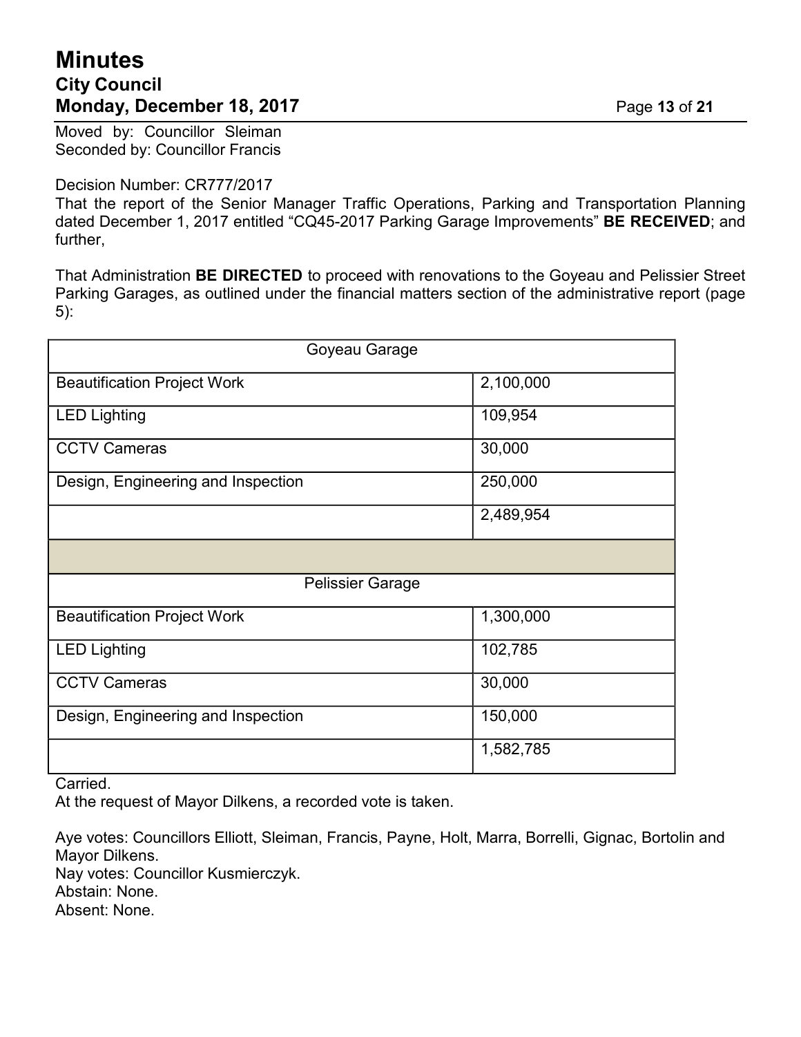Moved by: Councillor Sleiman
Seconded by: Councillor Francis

Decision Number: CR777/2017
That the report of the Senior Manager Traffic Operations, Parking and Transportation Planning dated December 1, 2017 entitled "CQ45-2017 Parking Garage Improvements" **BE RECEIVED**; and further,

That Administration **BE DIRECTED** to proceed with renovations to the Goyeau and Pelissier Street Parking Garages, as outlined under the financial matters section of the administrative report (page 5):

| Goyeau Garage | |
|---|---|
| Beautification Project Work | 2,100,000 |
| LED Lighting | 109,954 |
| CCTV Cameras | 30,000 |
| Design, Engineering and Inspection | 250,000 |
| | 2,489,954 |
| | |
| Pelissier Garage | |
| Beautification Project Work | 1,300,000 |
| LED Lighting | 102,785 |
| CCTV Cameras | 30,000 |
| Design, Engineering and Inspection | 150,000 |
| | 1,582,785 |

Carried.
At the request of Mayor Dilkens, a recorded vote is taken.

Aye votes: Councillors Elliott, Sleiman, Francis, Payne, Holt, Marra, Borrelli, Gignac, Bortolin and Mayor Dilkens.
Nay votes: Councillor Kusmierczyk.
Abstain: None.
Absent: None.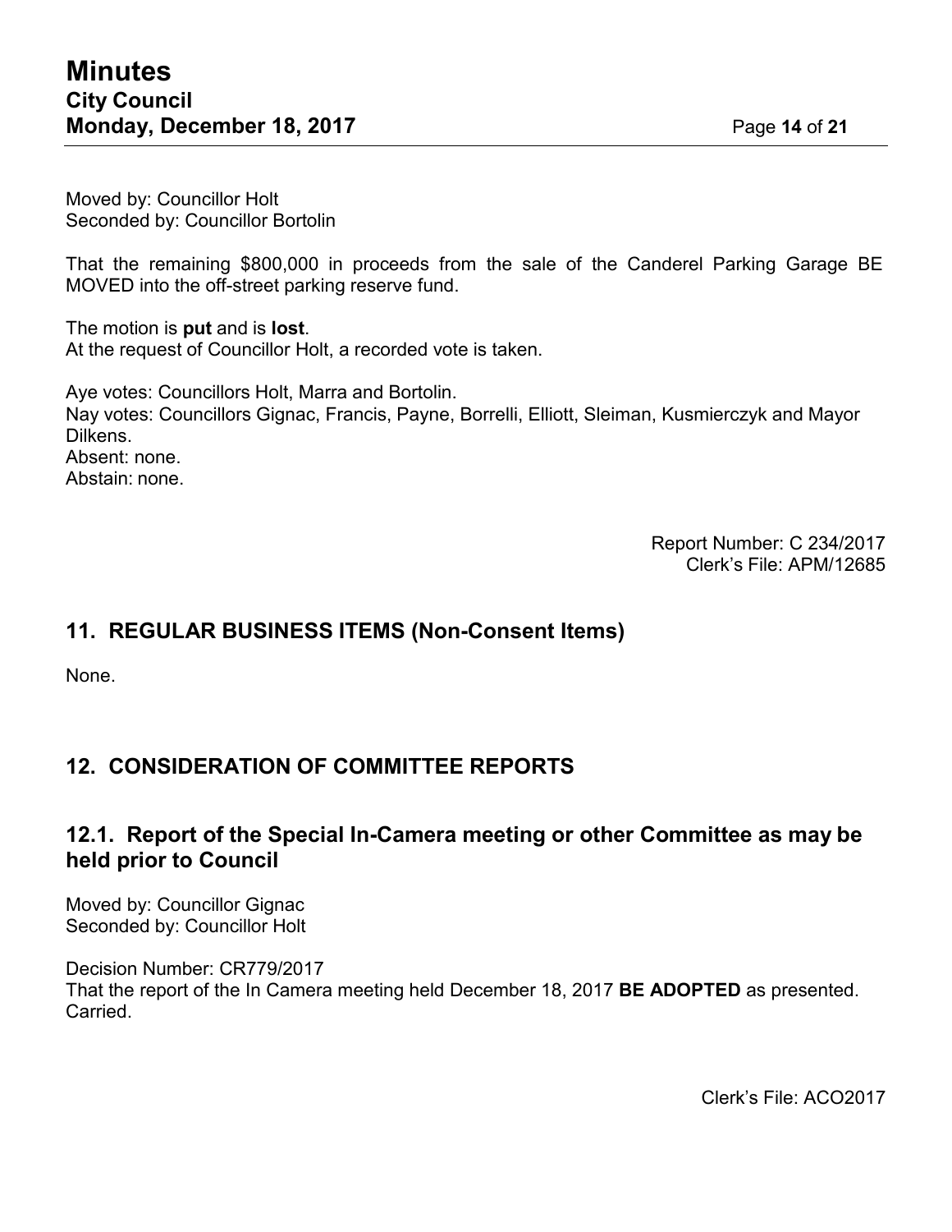Moved by: Councillor Holt
Seconded by: Councillor Bortolin

That the remaining $800,000 in proceeds from the sale of the Canderel Parking Garage BE MOVED into the off-street parking reserve fund.

The motion is **put** and is **lost**.
At the request of Councillor Holt, a recorded vote is taken.

Aye votes: Councillors Holt, Marra and Bortolin.
Nay votes: Councillors Gignac, Francis, Payne, Borrelli, Elliott, Sleiman, Kusmierczyk and Mayor Dilkens.
Absent: none.
Abstain: none.

Report Number: C 234/2017
Clerk's File: APM/12685

## 11. REGULAR BUSINESS ITEMS (Non-Consent Items)

None.

## 12. CONSIDERATION OF COMMITTEE REPORTS

### 12.1. Report of the Special In-Camera meeting or other Committee as may be held prior to Council

Moved by: Councillor Gignac
Seconded by: Councillor Holt

Decision Number: CR779/2017
That the report of the In Camera meeting held December 18, 2017 **BE ADOPTED** as presented.
Carried.

Clerk's File: ACO2017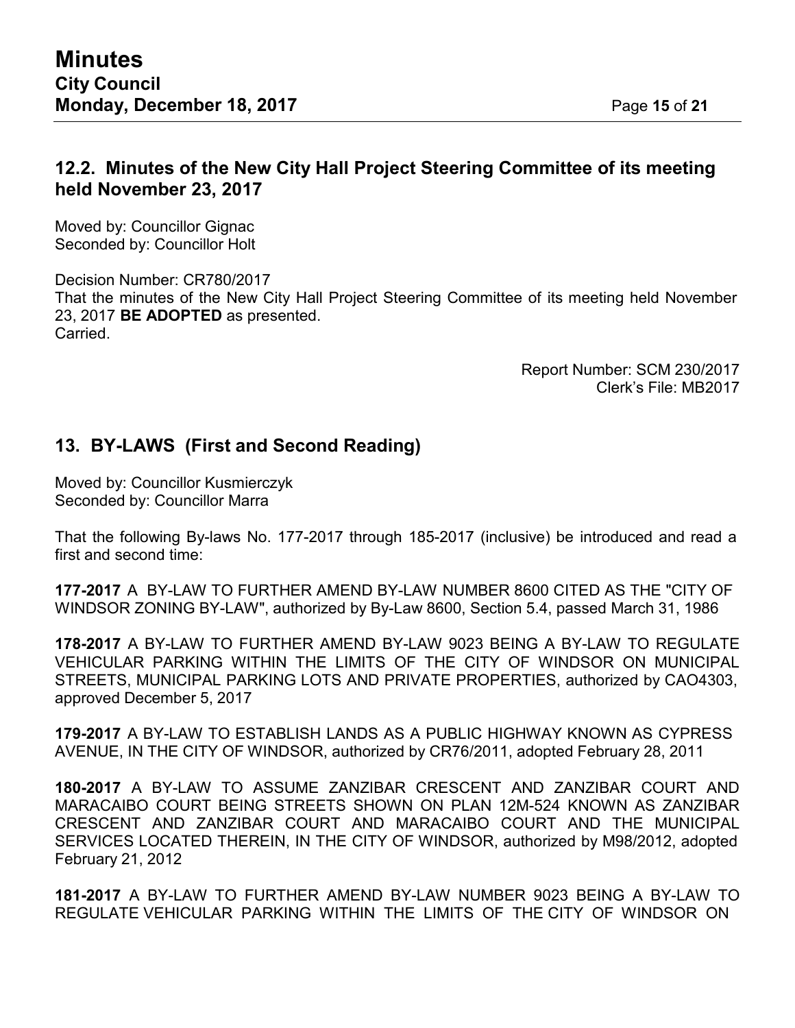## 12.2. Minutes of the New City Hall Project Steering Committee of its meeting held November 23, 2017

Moved by: Councillor Gignac
Seconded by: Councillor Holt

Decision Number: CR780/2017
That the minutes of the New City Hall Project Steering Committee of its meeting held November 23, 2017 **BE ADOPTED** as presented.
Carried.

Report Number: SCM 230/2017
Clerk's File: MB2017

## 13. BY-LAWS (First and Second Reading)

Moved by: Councillor Kusmierczyk
Seconded by: Councillor Marra

That the following By-laws No. 177-2017 through 185-2017 (inclusive) be introduced and read a first and second time:

**177-2017** A BY-LAW TO FURTHER AMEND BY-LAW NUMBER 8600 CITED AS THE "CITY OF WINDSOR ZONING BY-LAW", authorized by By-Law 8600, Section 5.4, passed March 31, 1986

**178-2017** A BY-LAW TO FURTHER AMEND BY-LAW 9023 BEING A BY-LAW TO REGULATE VEHICULAR PARKING WITHIN THE LIMITS OF THE CITY OF WINDSOR ON MUNICIPAL STREETS, MUNICIPAL PARKING LOTS AND PRIVATE PROPERTIES, authorized by CAO4303, approved December 5, 2017

**179-2017** A BY-LAW TO ESTABLISH LANDS AS A PUBLIC HIGHWAY KNOWN AS CYPRESS AVENUE, IN THE CITY OF WINDSOR, authorized by CR76/2011, adopted February 28, 2011

**180-2017** A BY-LAW TO ASSUME ZANZIBAR CRESCENT AND ZANZIBAR COURT AND MARACAIBO COURT BEING STREETS SHOWN ON PLAN 12M-524 KNOWN AS ZANZIBAR CRESCENT AND ZANZIBAR COURT AND MARACAIBO COURT AND THE MUNICIPAL SERVICES LOCATED THEREIN, IN THE CITY OF WINDSOR, authorized by M98/2012, adopted February 21, 2012

**181-2017** A BY-LAW TO FURTHER AMEND BY-LAW NUMBER 9023 BEING A BY-LAW TO REGULATE VEHICULAR PARKING WITHIN THE LIMITS OF THE CITY OF WINDSOR ON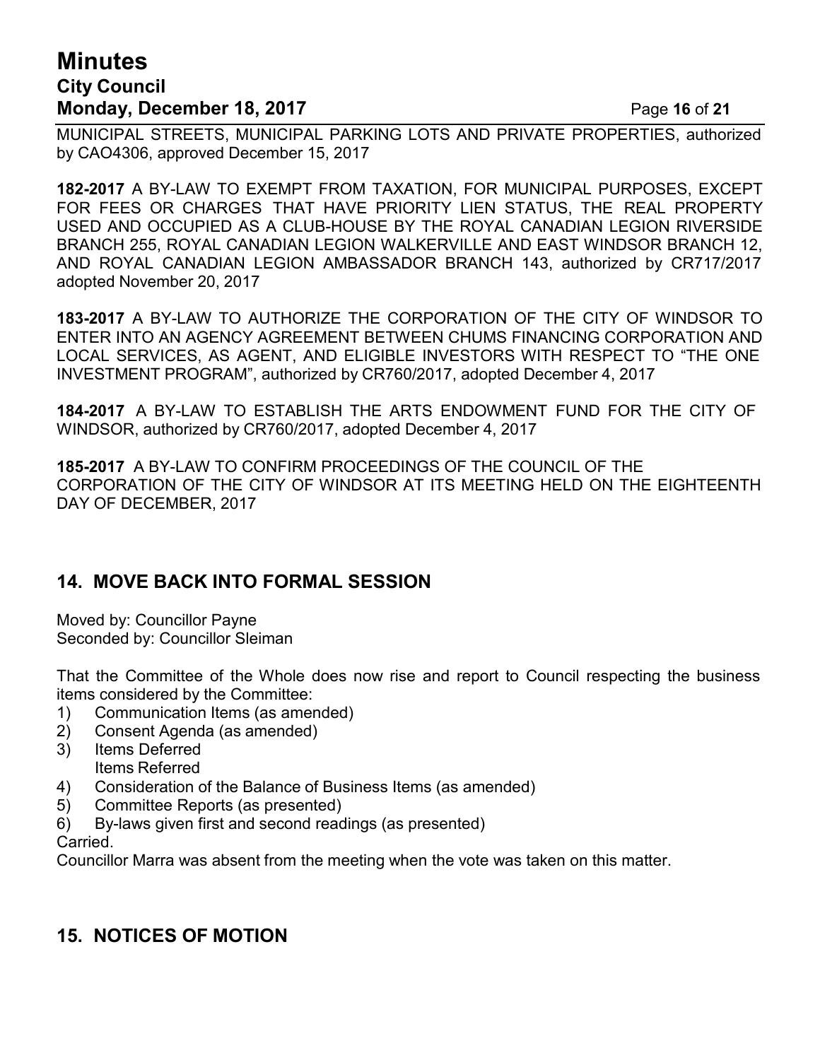MUNICIPAL STREETS, MUNICIPAL PARKING LOTS AND PRIVATE PROPERTIES, authorized by CAO4306, approved December 15, 2017

**182-2017** A BY-LAW TO EXEMPT FROM TAXATION, FOR MUNICIPAL PURPOSES, EXCEPT FOR FEES OR CHARGES THAT HAVE PRIORITY LIEN STATUS, THE REAL PROPERTY USED AND OCCUPIED AS A CLUB-HOUSE BY THE ROYAL CANADIAN LEGION RIVERSIDE BRANCH 255, ROYAL CANADIAN LEGION WALKERVILLE AND EAST WINDSOR BRANCH 12, AND ROYAL CANADIAN LEGION AMBASSADOR BRANCH 143, authorized by CR717/2017 adopted November 20, 2017

**183-2017** A BY-LAW TO AUTHORIZE THE CORPORATION OF THE CITY OF WINDSOR TO ENTER INTO AN AGENCY AGREEMENT BETWEEN CHUMS FINANCING CORPORATION AND LOCAL SERVICES, AS AGENT, AND ELIGIBLE INVESTORS WITH RESPECT TO "THE ONE INVESTMENT PROGRAM", authorized by CR760/2017, adopted December 4, 2017

**184-2017** A BY-LAW TO ESTABLISH THE ARTS ENDOWMENT FUND FOR THE CITY OF WINDSOR, authorized by CR760/2017, adopted December 4, 2017

**185-2017** A BY-LAW TO CONFIRM PROCEEDINGS OF THE COUNCIL OF THE CORPORATION OF THE CITY OF WINDSOR AT ITS MEETING HELD ON THE EIGHTEENTH DAY OF DECEMBER, 2017

## 14. MOVE BACK INTO FORMAL SESSION

Moved by: Councillor Payne
Seconded by: Councillor Sleiman

That the Committee of the Whole does now rise and report to Council respecting the business items considered by the Committee:

1) Communication Items (as amended)
2) Consent Agenda (as amended)
3) Items Deferred
   Items Referred
4) Consideration of the Balance of Business Items (as amended)
5) Committee Reports (as presented)
6) By-laws given first and second readings (as presented)

Carried.
Councillor Marra was absent from the meeting when the vote was taken on this matter.

## 15. NOTICES OF MOTION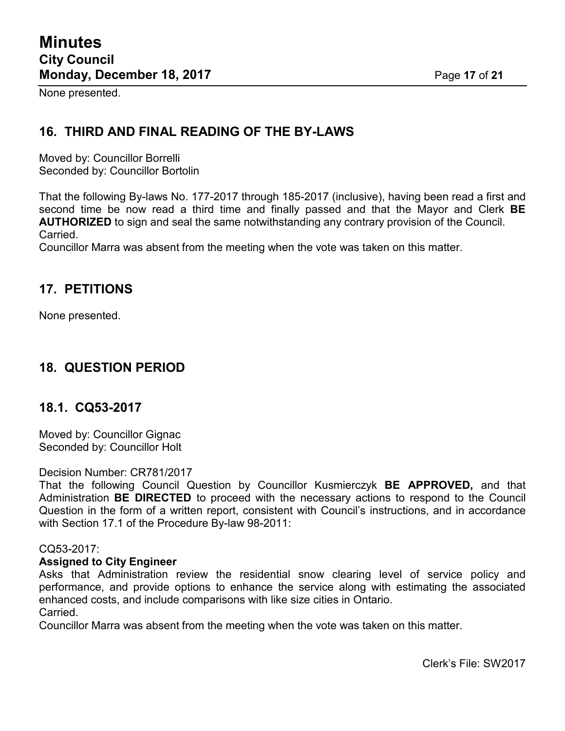None presented.

## 16. THIRD AND FINAL READING OF THE BY-LAWS

Moved by: Councillor Borrelli
Seconded by: Councillor Bortolin

That the following By-laws No. 177-2017 through 185-2017 (inclusive), having been read a first and second time be now read a third time and finally passed and that the Mayor and Clerk **BE AUTHORIZED** to sign and seal the same notwithstanding any contrary provision of the Council.
Carried.
Councillor Marra was absent from the meeting when the vote was taken on this matter.

## 17. PETITIONS

None presented.

## 18. QUESTION PERIOD

### 18.1. CQ53-2017

Moved by: Councillor Gignac
Seconded by: Councillor Holt

Decision Number: CR781/2017
That the following Council Question by Councillor Kusmierczyk **BE APPROVED,** and that Administration **BE DIRECTED** to proceed with the necessary actions to respond to the Council Question in the form of a written report, consistent with Council's instructions, and in accordance with Section 17.1 of the Procedure By-law 98-2011:

CQ53-2017:
**Assigned to City Engineer**
Asks that Administration review the residential snow clearing level of service policy and performance, and provide options to enhance the service along with estimating the associated enhanced costs, and include comparisons with like size cities in Ontario.
Carried.
Councillor Marra was absent from the meeting when the vote was taken on this matter.

Clerk's File: SW2017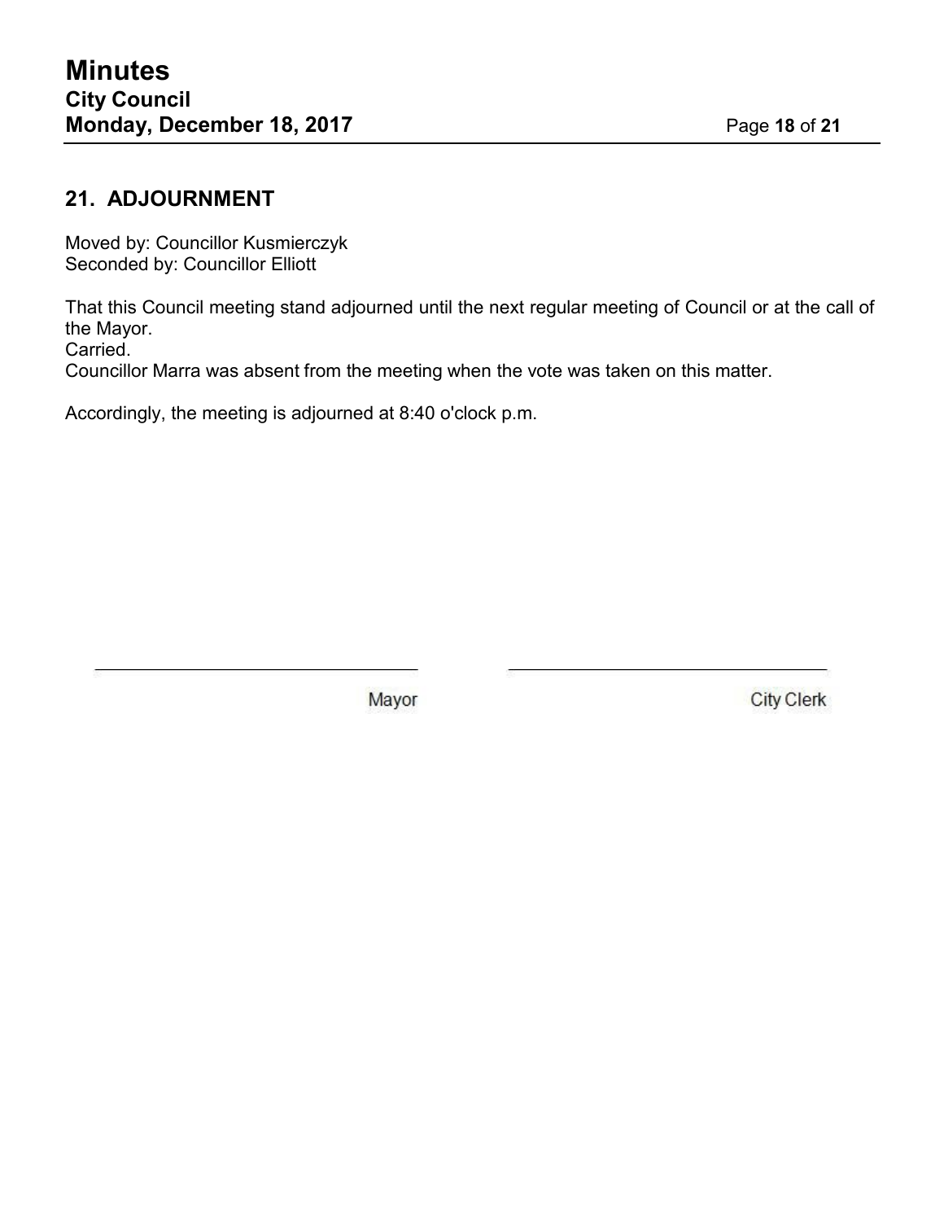## 21. ADJOURNMENT

Moved by: Councillor Kusmierczyk
Seconded by: Councillor Elliott

That this Council meeting stand adjourned until the next regular meeting of Council or at the call of the Mayor.
Carried.
Councillor Marra was absent from the meeting when the vote was taken on this matter.

Accordingly, the meeting is adjourned at 8:40 o'clock p.m.

| \_\_\_\_\_\_\_\_\_\_\_\_\_\_\_\_\_\_\_\_ | \_\_\_\_\_\_\_\_\_\_\_\_\_\_\_\_\_\_\_\_ |
| --- | --- |
| Mayor | City Clerk |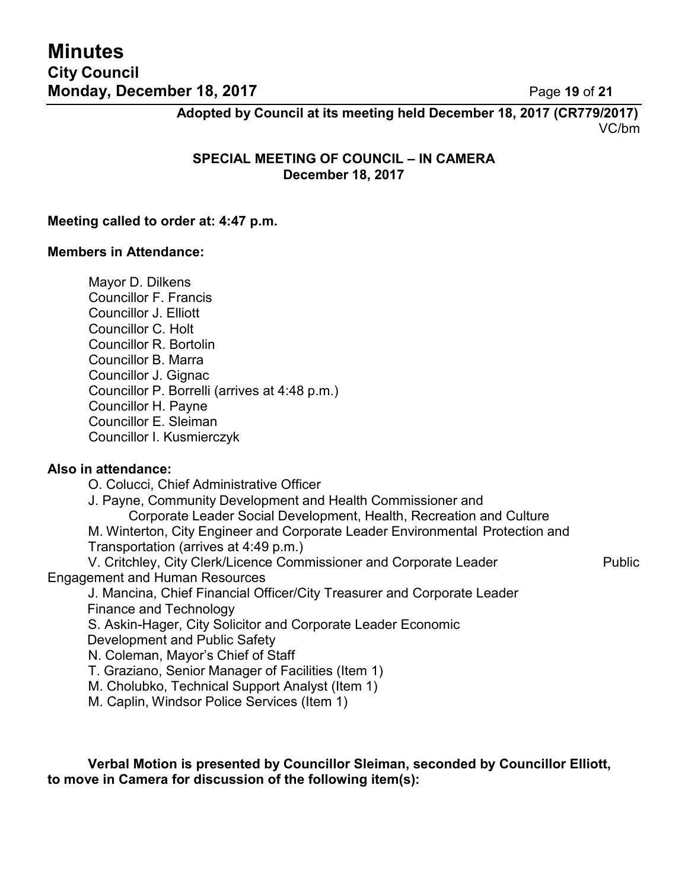**Adopted by Council at its meeting held December 18, 2017 (CR779/2017)**
VC/bm

## SPECIAL MEETING OF COUNCIL – IN CAMERA
**December 18, 2017**

**Meeting called to order at: 4:47 p.m.**

**Members in Attendance:**

Mayor D. Dilkens
Councillor F. Francis
Councillor J. Elliott
Councillor C. Holt
Councillor R. Bortolin
Councillor B. Marra
Councillor J. Gignac
Councillor P. Borrelli (arrives at 4:48 p.m.)
Councillor H. Payne
Councillor E. Sleiman
Councillor I. Kusmierczyk

**Also in attendance:**

O. Colucci, Chief Administrative Officer
J. Payne, Community Development and Health Commissioner and Corporate Leader Social Development, Health, Recreation and Culture
M. Winterton, City Engineer and Corporate Leader Environmental Protection and Transportation (arrives at 4:49 p.m.)
V. Critchley, City Clerk/Licence Commissioner and Corporate Leader Public Engagement and Human Resources
J. Mancina, Chief Financial Officer/City Treasurer and Corporate Leader Finance and Technology
S. Askin-Hager, City Solicitor and Corporate Leader Economic Development and Public Safety
N. Coleman, Mayor's Chief of Staff
T. Graziano, Senior Manager of Facilities (Item 1)
M. Cholubko, Technical Support Analyst (Item 1)
M. Caplin, Windsor Police Services (Item 1)

**Verbal Motion is presented by Councillor Sleiman, seconded by Councillor Elliott, to move in Camera for discussion of the following item(s):**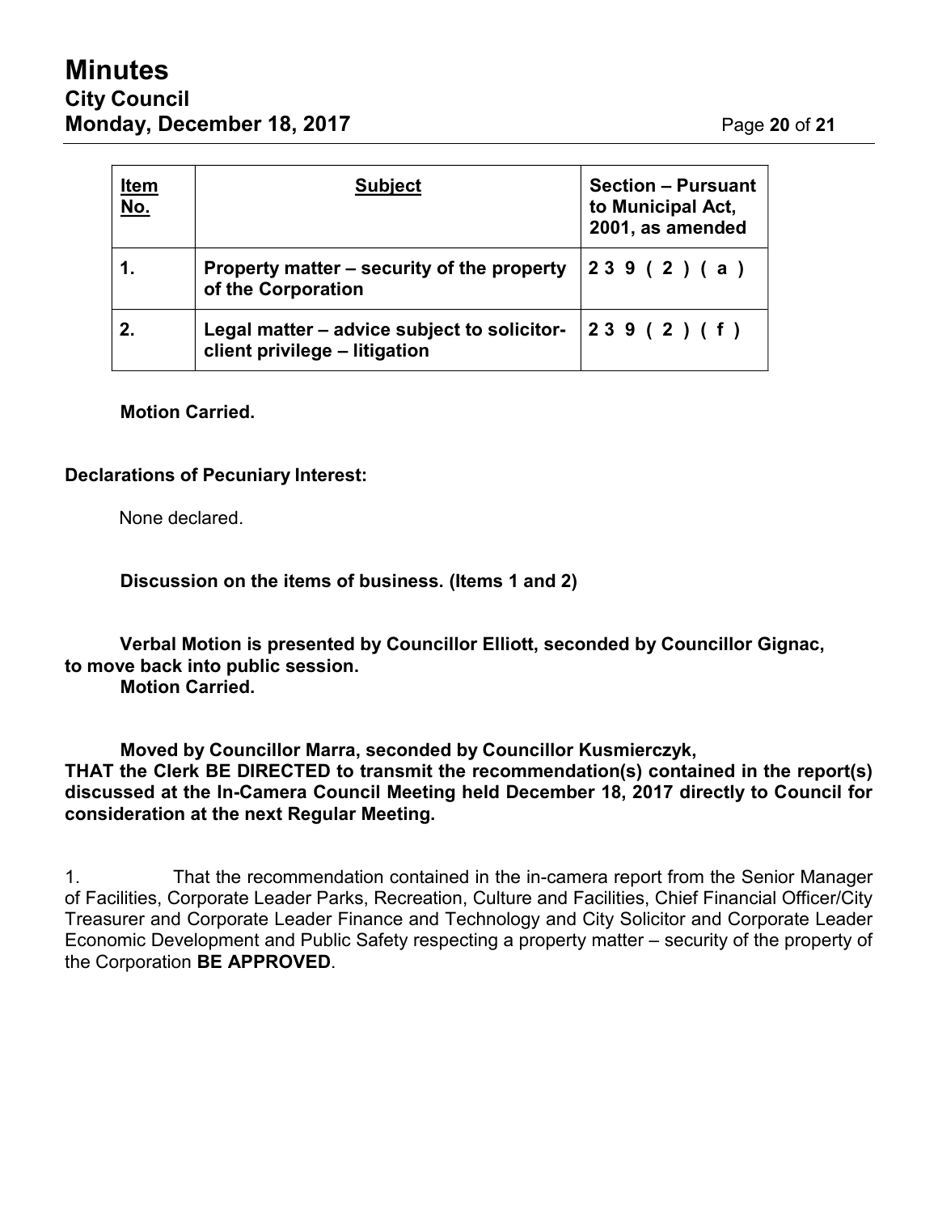| **Item No.** | **Subject** | **Section – Pursuant to Municipal Act, 2001, as amended** |
| --- | --- | --- |
| **1.** | **Property matter – security of the property of the Corporation** | **2 3 9 ( 2 ) ( a )** |
| **2.** | **Legal matter – advice subject to solicitor-client privilege – litigation** | **2 3 9 ( 2 ) ( f )** |

**Motion Carried.**

**Declarations of Pecuniary Interest:**

None declared.

**Discussion on the items of business. (Items 1 and 2)**

**Verbal Motion is presented by Councillor Elliott, seconded by Councillor Gignac, to move back into public session.**
**Motion Carried.**

**Moved by Councillor Marra, seconded by Councillor Kusmierczyk,**
**THAT the Clerk BE DIRECTED to transmit the recommendation(s) contained in the report(s) discussed at the In-Camera Council Meeting held December 18, 2017 directly to Council for consideration at the next Regular Meeting.**

1. That the recommendation contained in the in-camera report from the Senior Manager of Facilities, Corporate Leader Parks, Recreation, Culture and Facilities, Chief Financial Officer/City Treasurer and Corporate Leader Finance and Technology and City Solicitor and Corporate Leader Economic Development and Public Safety respecting a property matter – security of the property of the Corporation **BE APPROVED**.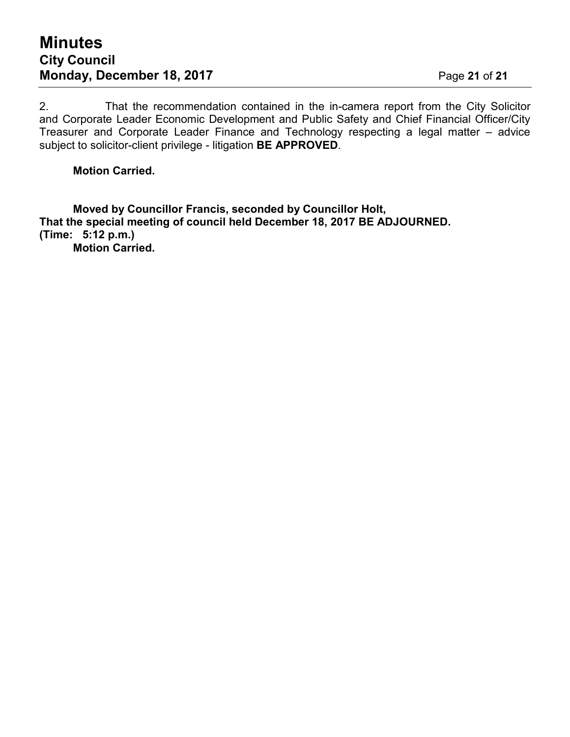2. That the recommendation contained in the in-camera report from the City Solicitor and Corporate Leader Economic Development and Public Safety and Chief Financial Officer/City Treasurer and Corporate Leader Finance and Technology respecting a legal matter – advice subject to solicitor-client privilege - litigation **BE APPROVED**.

**Motion Carried.**

**Moved by Councillor Francis, seconded by Councillor Holt,**
**That the special meeting of council held December 18, 2017 BE ADJOURNED.**
**(Time: 5:12 p.m.)**
**Motion Carried.**